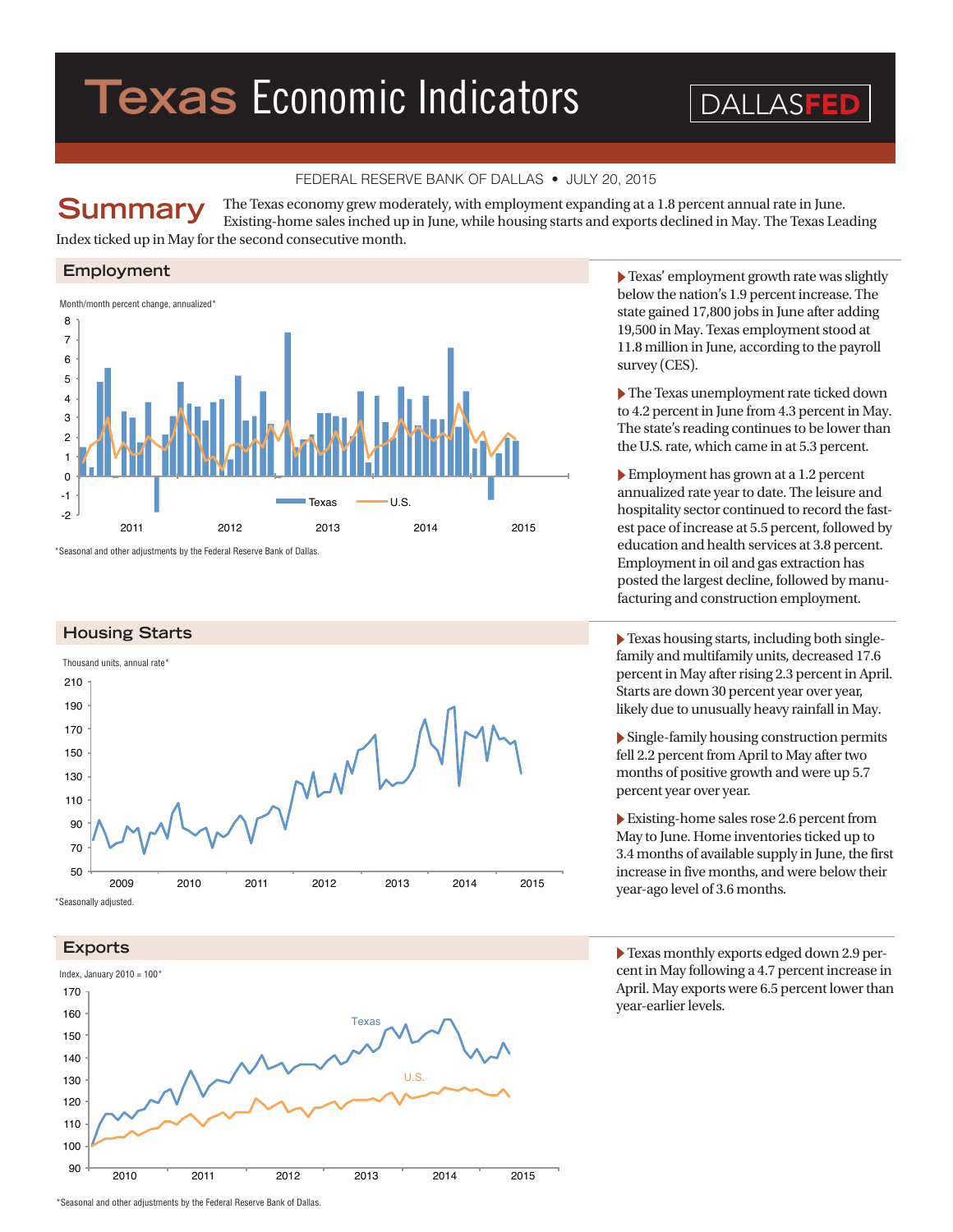# Texas Economic Indicators

DALLASFED

FEDERAL RESERVE BANK OF DALLAS • JULY 20, 2015

## Summary

The Texas economy grew moderately, with employment expanding at a 1.8 percent annual rate in June. Existing-home sales inched up in June, while housing starts and exports declined in May. The Texas Leading Index ticked up in May for the second consecutive month.

### Employment

Month/month percent change, annualized*

*Seasonal and other adjustments by the Federal Reserve Bank of Dallas.

- Texas' employment growth rate was slightly below the nation's 1.9 percent increase. The state gained 17,800 jobs in June after adding 19,500 in May. Texas employment stood at 11.8 million in June, according to the payroll survey (CES).
- The Texas unemployment rate ticked down to 4.2 percent in June from 4.3 percent in May. The state's reading continues to be lower than the U.S. rate, which came in at 5.3 percent.
- Employment has grown at a 1.2 percent annualized rate year to date. The leisure and hospitality sector continued to record the fastest pace of increase at 5.5 percent, followed by education and health services at 3.8 percent. Employment in oil and gas extraction has posted the largest decline, followed by manufacturing and construction employment.

### Housing Starts

Thousand units, annual rate*

*Seasonally adjusted.

- Texas housing starts, including both single-family and multifamily units, decreased 17.6 percent in May after rising 2.3 percent in April. Starts are down 30 percent year over year, likely due to unusually heavy rainfall in May.
- Single-family housing construction permits fell 2.2 percent from April to May after two months of positive growth and were up 5.7 percent year over year.
- Existing-home sales rose 2.6 percent from May to June. Home inventories ticked up to 3.4 months of available supply in June, the first increase in five months, and were below their year-ago level of 3.6 months.

### Exports

Index, January 2010 = 100*

*Seasonal and other adjustments by the Federal Reserve Bank of Dallas.

- Texas monthly exports edged down 2.9 percent in May following a 4.7 percent increase in April. May exports were 6.5 percent lower than year-earlier levels.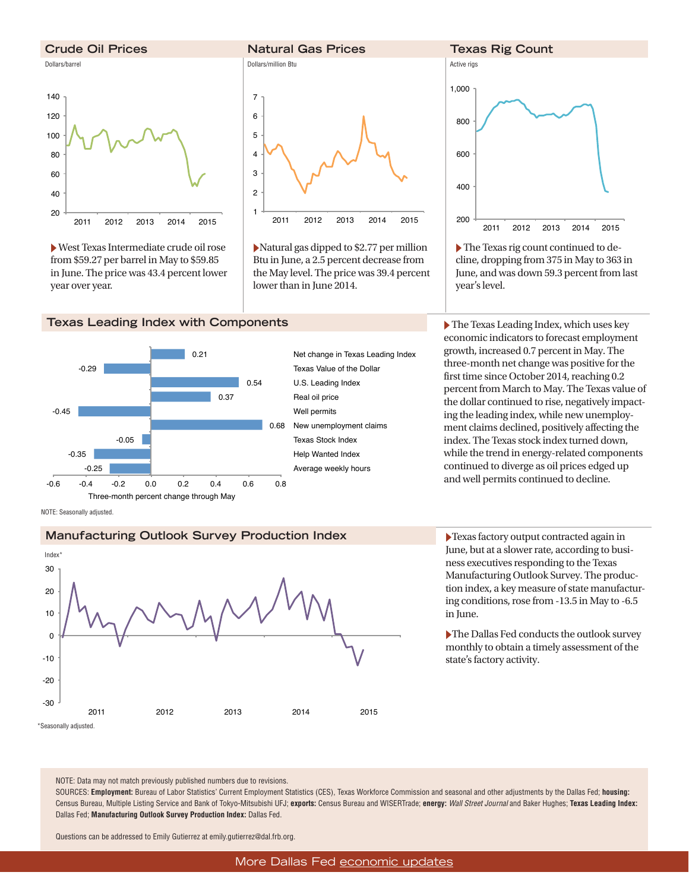## Crude Oil Prices

Dollars/barrel

140
120
100
80
60
40
20
2011 2012 2013 2014 2015

▶West Texas Intermediate crude oil rose from $59.27 per barrel in May to $59.85 in June. The price was 43.4 percent lower year over year.

## Natural Gas Prices

Dollars/million Btu

7
6
5
4
3
2
1
2011 2012 2013 2014 2015

▶Natural gas dipped to $2.77 per million Btu in June, a 2.5 percent decrease from the May level. The price was 39.4 percent lower than in June 2014.

## Texas Rig Count

Active rigs

1,000
800
600
400
200
2011 2012 2013 2014 2015

▶The Texas rig count continued to decline, dropping from 375 in May to 363 in June, and was down 59.3 percent from last year's level.

## Texas Leading Index with Components

Net change in Texas Leading Index 0.21
Texas Value of the Dollar -0.29
U.S. Leading Index 0.54
Real oil price 0.37
Well permits -0.45
New unemployment claims 0.68
Texas Stock Index -0.05
Help Wanted Index -0.35
Average weekly hours -0.25

-0.6 -0.4 -0.2 0.0 0.2 0.4 0.6 0.8
Three-month percent change through May

NOTE: Seasonally adjusted.

▶The Texas Leading Index, which uses key economic indicators to forecast employment growth, increased 0.7 percent in May. The three-month net change was positive for the first time since October 2014, reaching 0.2 percent from March to May. The Texas value of the dollar continued to rise, negatively impacting the leading index, while new unemployment claims declined, positively affecting the index. The Texas stock index turned down, while the trend in energy-related components continued to diverge as oil prices edged up and well permits continued to decline.

## Manufacturing Outlook Survey Production Index

Index*

30
20
10
0
-10
-20
-30
2011 2012 2013 2014 2015

*Seasonally adjusted.

▶Texas factory output contracted again in June, but at a slower rate, according to business executives responding to the Texas Manufacturing Outlook Survey. The production index, a key measure of state manufacturing conditions, rose from -13.5 in May to -6.5 in June.

▶The Dallas Fed conducts the outlook survey monthly to obtain a timely assessment of the state's factory activity.

NOTE: Data may not match previously published numbers due to revisions.
SOURCES: **Employment:** Bureau of Labor Statistics' Current Employment Statistics (CES), Texas Workforce Commission and seasonal and other adjustments by the Dallas Fed; **housing:** Census Bureau, Multiple Listing Service and Bank of Tokyo-Mitsubishi UFJ; **exports:** Census Bureau and WISERTrade; **energy:** *Wall Street Journal* and Baker Hughes; **Texas Leading Index:** Dallas Fed; **Manufacturing Outlook Survey Production Index:** Dallas Fed.

Questions can be addressed to Emily Gutierrez at emily.gutierrez@dal.frb.org.

More Dallas Fed economic updates